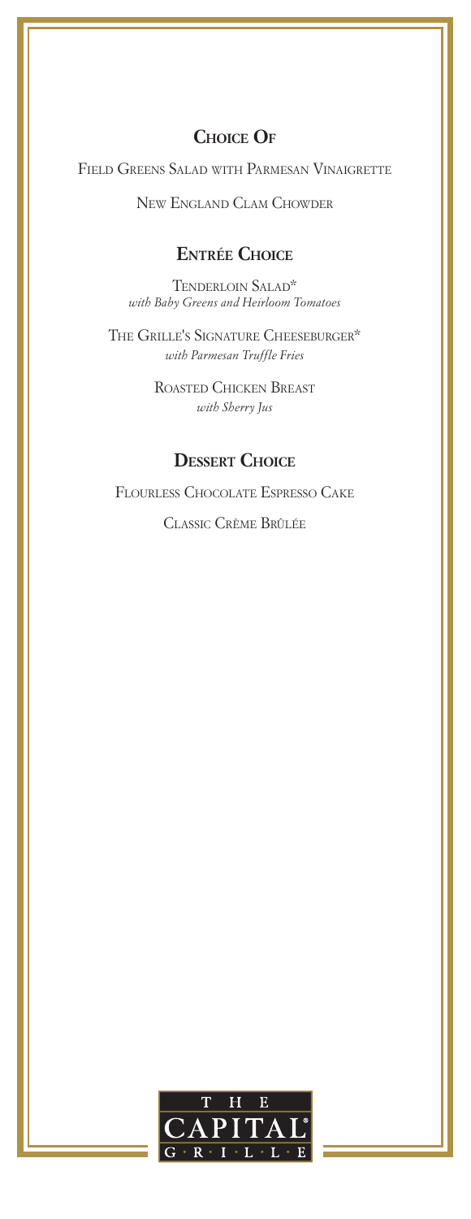## Choice Of

Field Greens Salad with Parmesan Vinaigrette

New England Clam Chowder

## Entrée Choice

Tenderloin Salad*
*with Baby Greens and Heirloom Tomatoes*

The Grille's Signature Cheeseburger*
*with Parmesan Truffle Fries*

Roasted Chicken Breast
*with Sherry Jus*

## Dessert Choice

Flourless Chocolate Espresso Cake

Classic Crème Brûlée

THE CAPITAL GRILLE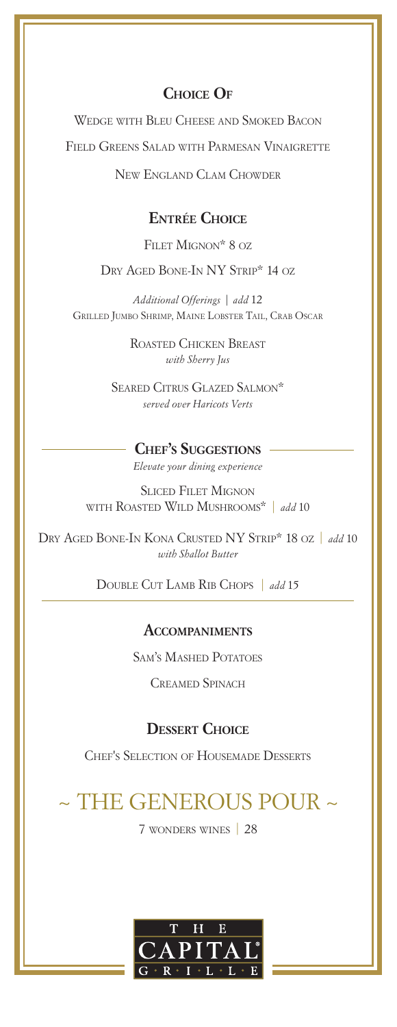## Choice Of

Wedge with Bleu Cheese and Smoked Bacon

Field Greens Salad with Parmesan Vinaigrette

New England Clam Chowder

## Entrée Choice

Filet Mignon* 8 oz

Dry Aged Bone-In NY Strip* 14 oz

*Additional Offerings | add 12*
Grilled Jumbo Shrimp, Maine Lobster Tail, Crab Oscar

Roasted Chicken Breast
*with Sherry Jus*

Seared Citrus Glazed Salmon*
*served over Haricots Verts*

## Chef's Suggestions

*Elevate your dining experience*

Sliced Filet Mignon
with Roasted Wild Mushrooms* | *add* 10

Dry Aged Bone-In Kona Crusted NY Strip* 18 oz | *add* 10
*with Shallot Butter*

Double Cut Lamb Rib Chops | *add* 15

## Accompaniments

Sam's Mashed Potatoes

Creamed Spinach

## Dessert Choice

Chef's Selection of Housemade Desserts

# ~ THE GENEROUS POUR ~

7 wonders wines | 28

THE CAPITAL GRILLE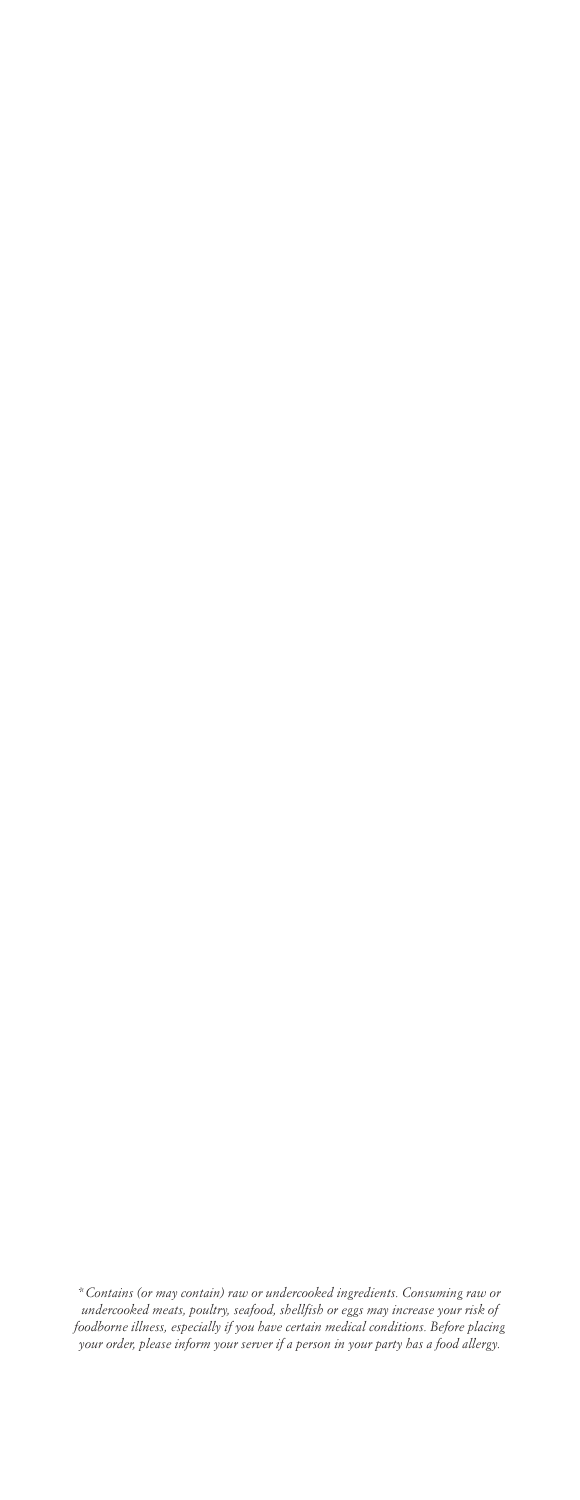*\*Contains (or may contain) raw or undercooked ingredients. Consuming raw or undercooked meats, poultry, seafood, shellfish or eggs may increase your risk of foodborne illness, especially if you have certain medical conditions. Before placing your order, please inform your server if a person in your party has a food allergy.*